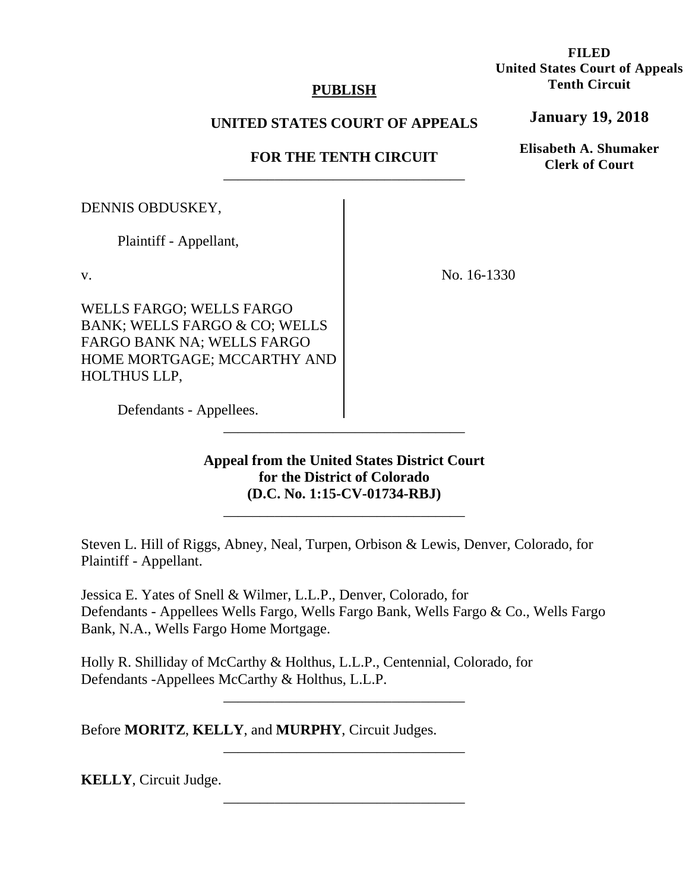**FILED**
**United States Court of Appeals**
**Tenth Circuit**

**January 19, 2018**

**Elisabeth A. Shumaker**
**Clerk of Court**

**PUBLISH**

**UNITED STATES COURT OF APPEALS**

**FOR THE TENTH CIRCUIT**

---

DENNIS OBDUSKEY,

Plaintiff - Appellant,

v.

WELLS FARGO; WELLS FARGO BANK; WELLS FARGO & CO; WELLS FARGO BANK NA; WELLS FARGO HOME MORTGAGE; MCCARTHY AND HOLTHUS LLP,

Defendants - Appellees.

No. 16-1330

---

**Appeal from the United States District Court for the District of Colorado (D.C. No. 1:15-CV-01734-RBJ)**

---

Steven L. Hill of Riggs, Abney, Neal, Turpen, Orbison & Lewis, Denver, Colorado, for Plaintiff - Appellant.

Jessica E. Yates of Snell & Wilmer, L.L.P., Denver, Colorado, for Defendants - Appellees Wells Fargo, Wells Fargo Bank, Wells Fargo & Co., Wells Fargo Bank, N.A., Wells Fargo Home Mortgage.

Holly R. Shilliday of McCarthy & Holthus, L.L.P., Centennial, Colorado, for Defendants -Appellees McCarthy & Holthus, L.L.P.

---

Before **MORITZ**, **KELLY**, and **MURPHY**, Circuit Judges.

---

**KELLY**, Circuit Judge.

---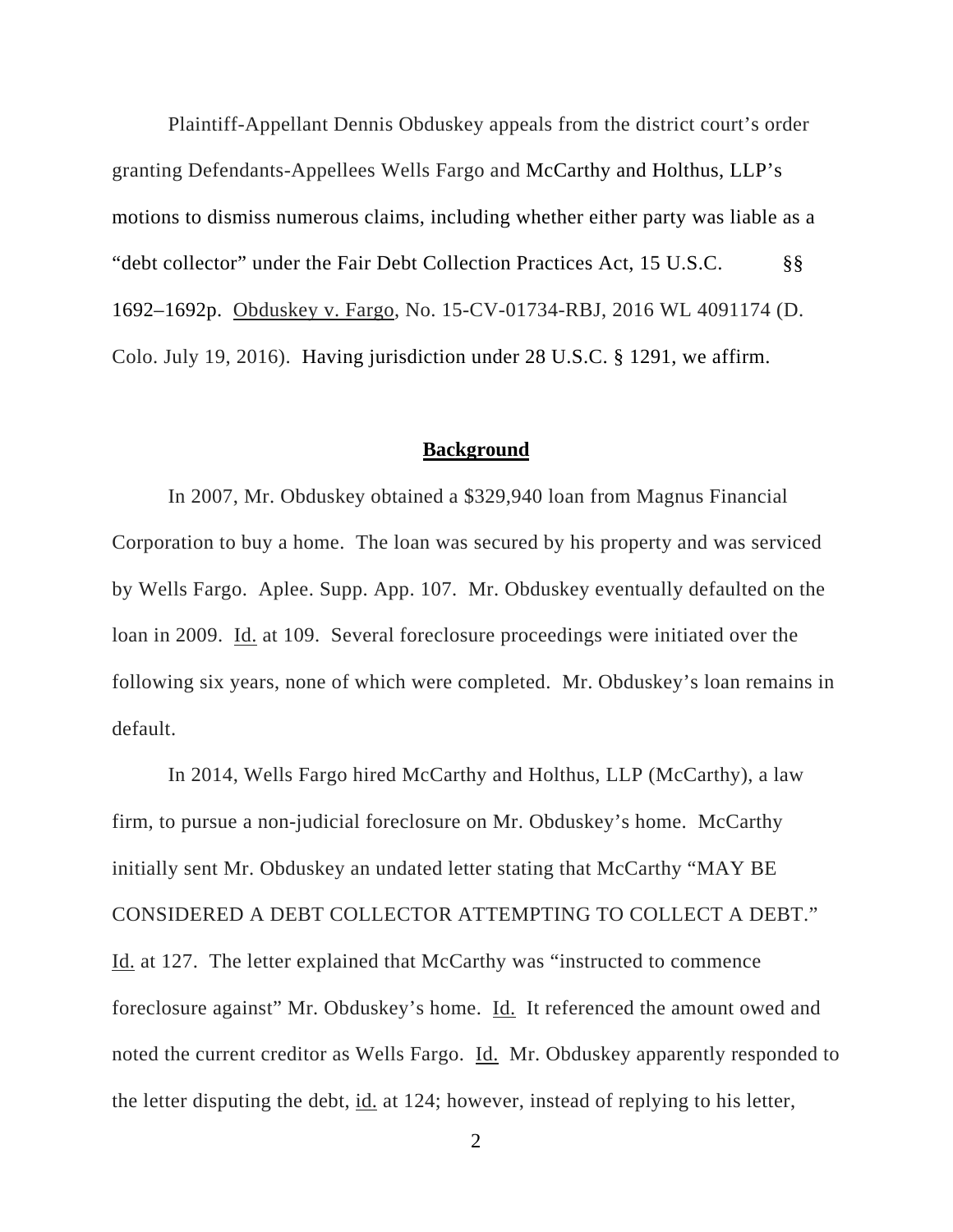Plaintiff-Appellant Dennis Obduskey appeals from the district court's order granting Defendants-Appellees Wells Fargo and McCarthy and Holthus, LLP's motions to dismiss numerous claims, including whether either party was liable as a "debt collector" under the Fair Debt Collection Practices Act, 15 U.S.C. §§ 1692–1692p. Obduskey v. Fargo, No. 15-CV-01734-RBJ, 2016 WL 4091174 (D. Colo. July 19, 2016). Having jurisdiction under 28 U.S.C. § 1291, we affirm.

## **Background**

In 2007, Mr. Obduskey obtained a $329,940 loan from Magnus Financial Corporation to buy a home. The loan was secured by his property and was serviced by Wells Fargo. Aplee. Supp. App. 107. Mr. Obduskey eventually defaulted on the loan in 2009. Id. at 109. Several foreclosure proceedings were initiated over the following six years, none of which were completed. Mr. Obduskey's loan remains in default.

In 2014, Wells Fargo hired McCarthy and Holthus, LLP (McCarthy), a law firm, to pursue a non-judicial foreclosure on Mr. Obduskey's home. McCarthy initially sent Mr. Obduskey an undated letter stating that McCarthy "MAY BE CONSIDERED A DEBT COLLECTOR ATTEMPTING TO COLLECT A DEBT." Id. at 127. The letter explained that McCarthy was "instructed to commence foreclosure against" Mr. Obduskey's home. Id. It referenced the amount owed and noted the current creditor as Wells Fargo. Id. Mr. Obduskey apparently responded to the letter disputing the debt, id. at 124; however, instead of replying to his letter,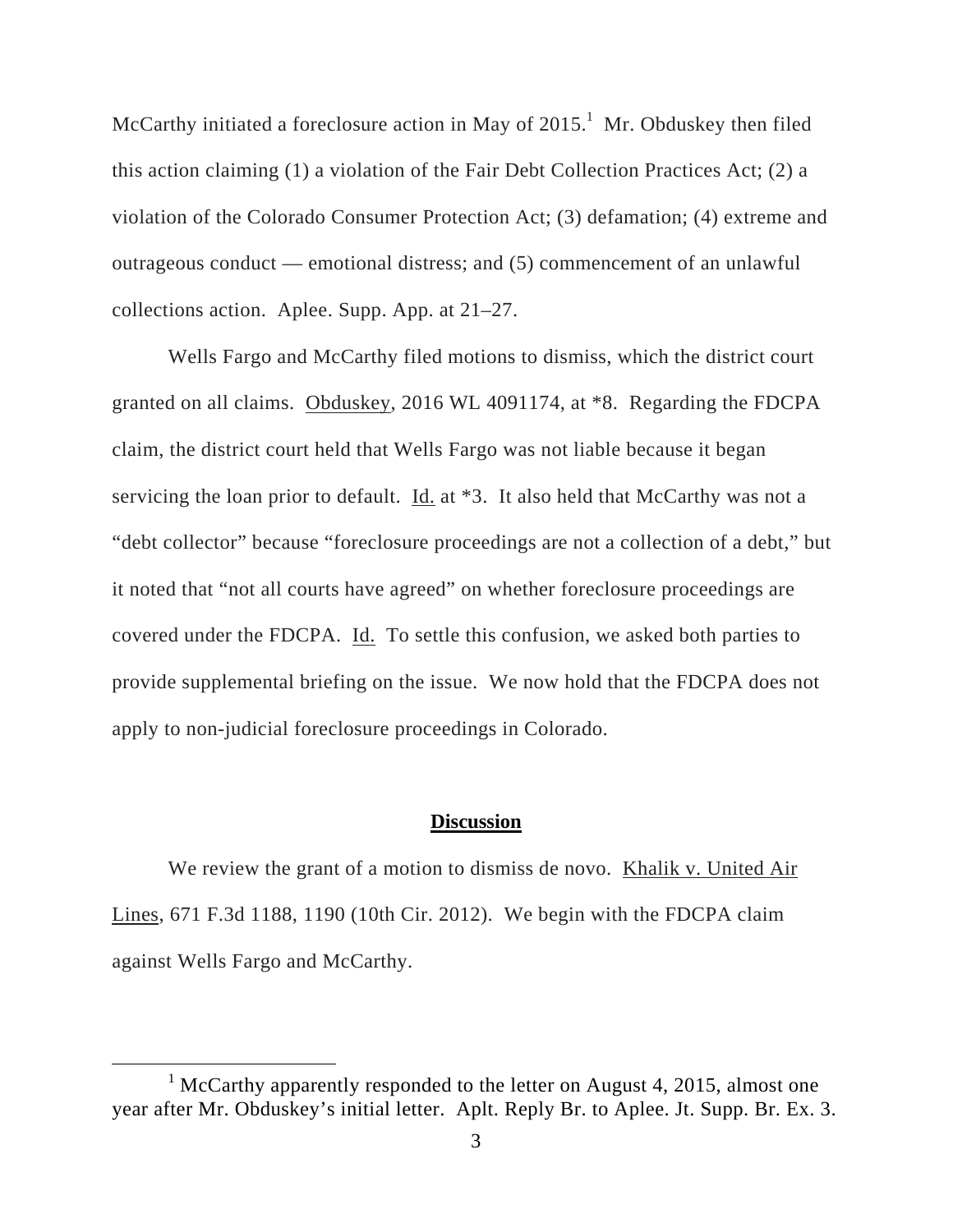McCarthy initiated a foreclosure action in May of 2015.[1] Mr. Obduskey then filed this action claiming (1) a violation of the Fair Debt Collection Practices Act; (2) a violation of the Colorado Consumer Protection Act; (3) defamation; (4) extreme and outrageous conduct — emotional distress; and (5) commencement of an unlawful collections action. Aplee. Supp. App. at 21–27.

Wells Fargo and McCarthy filed motions to dismiss, which the district court granted on all claims. Obduskey, 2016 WL 4091174, at *8. Regarding the FDCPA claim, the district court held that Wells Fargo was not liable because it began servicing the loan prior to default. Id. at *3. It also held that McCarthy was not a "debt collector" because "foreclosure proceedings are not a collection of a debt," but it noted that "not all courts have agreed" on whether foreclosure proceedings are covered under the FDCPA. Id. To settle this confusion, we asked both parties to provide supplemental briefing on the issue. We now hold that the FDCPA does not apply to non-judicial foreclosure proceedings in Colorado.

## Discussion

We review the grant of a motion to dismiss de novo. Khalik v. United Air Lines, 671 F.3d 1188, 1190 (10th Cir. 2012). We begin with the FDCPA claim against Wells Fargo and McCarthy.

[1] McCarthy apparently responded to the letter on August 4, 2015, almost one year after Mr. Obduskey's initial letter. Aplt. Reply Br. to Aplee. Jt. Supp. Br. Ex. 3.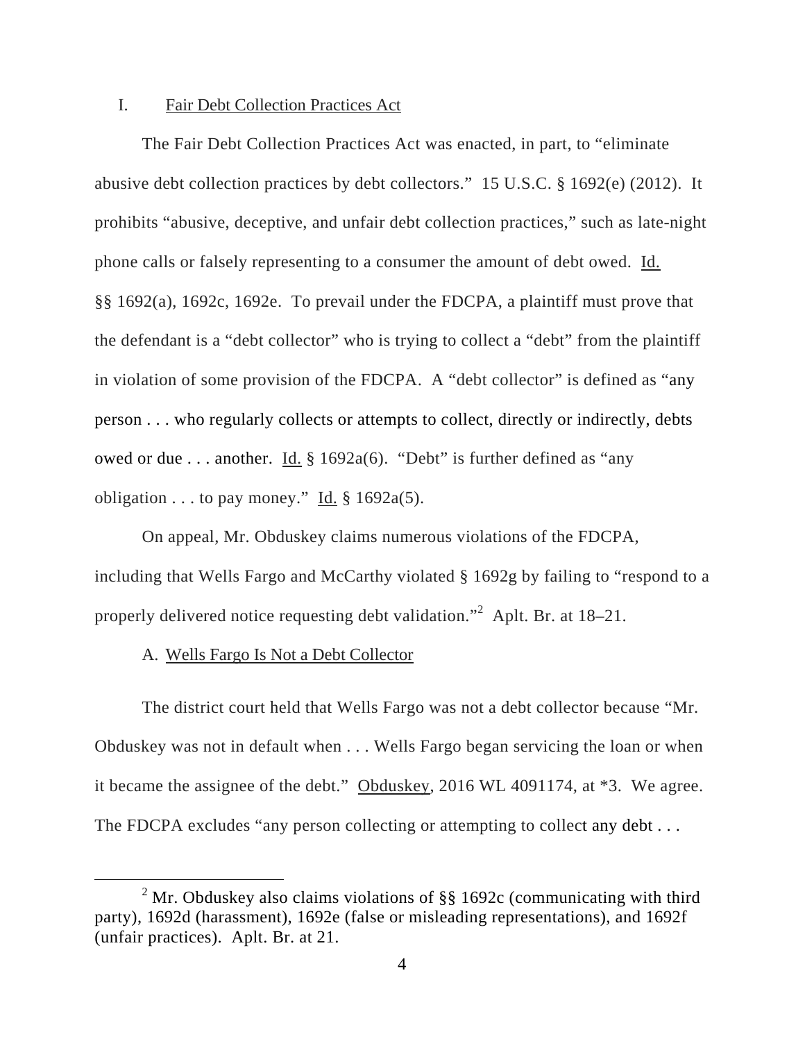## I. Fair Debt Collection Practices Act

The Fair Debt Collection Practices Act was enacted, in part, to "eliminate abusive debt collection practices by debt collectors." 15 U.S.C. § 1692(e) (2012). It prohibits "abusive, deceptive, and unfair debt collection practices," such as late-night phone calls or falsely representing to a consumer the amount of debt owed. Id. §§ 1692(a), 1692c, 1692e. To prevail under the FDCPA, a plaintiff must prove that the defendant is a "debt collector" who is trying to collect a "debt" from the plaintiff in violation of some provision of the FDCPA. A "debt collector" is defined as "any person . . . who regularly collects or attempts to collect, directly or indirectly, debts owed or due . . . another. Id. § 1692a(6). "Debt" is further defined as "any obligation . . . to pay money." Id. § 1692a(5).

On appeal, Mr. Obduskey claims numerous violations of the FDCPA, including that Wells Fargo and McCarthy violated § 1692g by failing to "respond to a properly delivered notice requesting debt validation."[2] Aplt. Br. at 18–21.

### A. Wells Fargo Is Not a Debt Collector

The district court held that Wells Fargo was not a debt collector because "Mr. Obduskey was not in default when . . . Wells Fargo began servicing the loan or when it became the assignee of the debt." Obduskey, 2016 WL 4091174, at *3. We agree. The FDCPA excludes "any person collecting or attempting to collect any debt . . .

[2] Mr. Obduskey also claims violations of §§ 1692c (communicating with third party), 1692d (harassment), 1692e (false or misleading representations), and 1692f (unfair practices). Aplt. Br. at 21.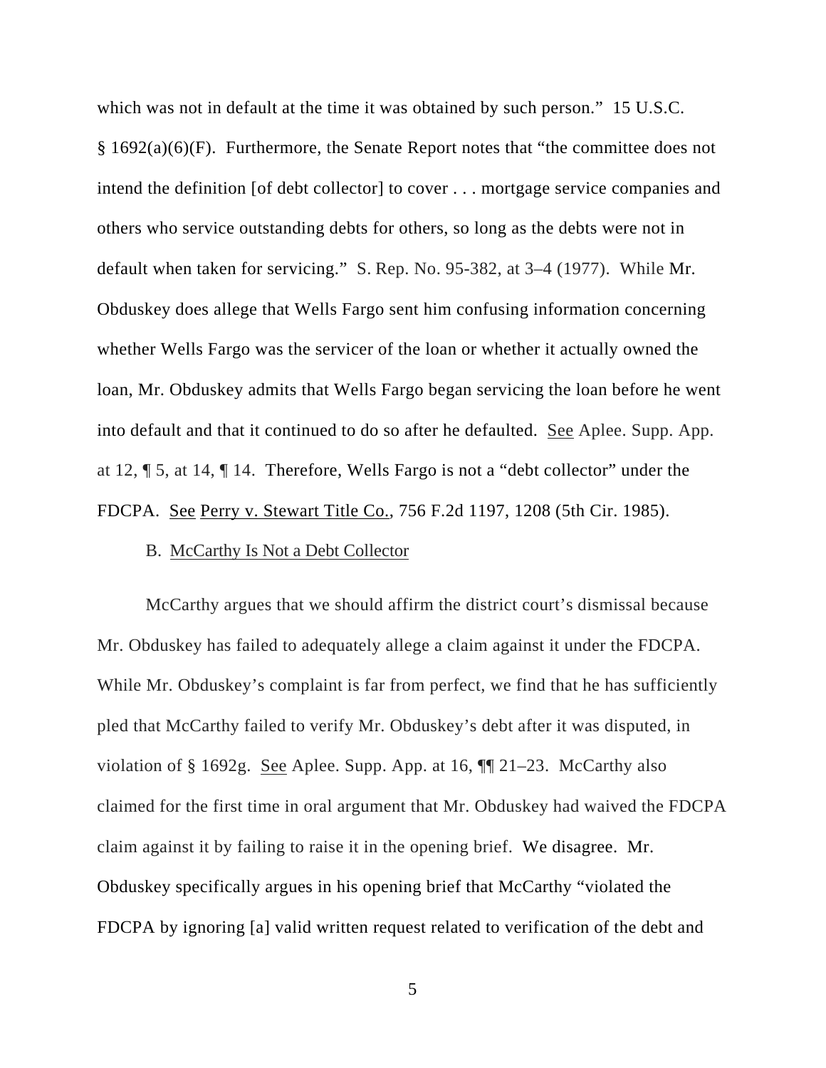which was not in default at the time it was obtained by such person." 15 U.S.C. § 1692(a)(6)(F). Furthermore, the Senate Report notes that "the committee does not intend the definition [of debt collector] to cover . . . mortgage service companies and others who service outstanding debts for others, so long as the debts were not in default when taken for servicing." S. Rep. No. 95-382, at 3–4 (1977). While Mr. Obduskey does allege that Wells Fargo sent him confusing information concerning whether Wells Fargo was the servicer of the loan or whether it actually owned the loan, Mr. Obduskey admits that Wells Fargo began servicing the loan before he went into default and that it continued to do so after he defaulted. See Aplee. Supp. App. at 12, ¶ 5, at 14, ¶ 14. Therefore, Wells Fargo is not a "debt collector" under the FDCPA. See Perry v. Stewart Title Co., 756 F.2d 1197, 1208 (5th Cir. 1985).

B. McCarthy Is Not a Debt Collector

McCarthy argues that we should affirm the district court's dismissal because Mr. Obduskey has failed to adequately allege a claim against it under the FDCPA. While Mr. Obduskey's complaint is far from perfect, we find that he has sufficiently pled that McCarthy failed to verify Mr. Obduskey's debt after it was disputed, in violation of § 1692g. See Aplee. Supp. App. at 16, ¶¶ 21–23. McCarthy also claimed for the first time in oral argument that Mr. Obduskey had waived the FDCPA claim against it by failing to raise it in the opening brief. We disagree. Mr. Obduskey specifically argues in his opening brief that McCarthy "violated the FDCPA by ignoring [a] valid written request related to verification of the debt and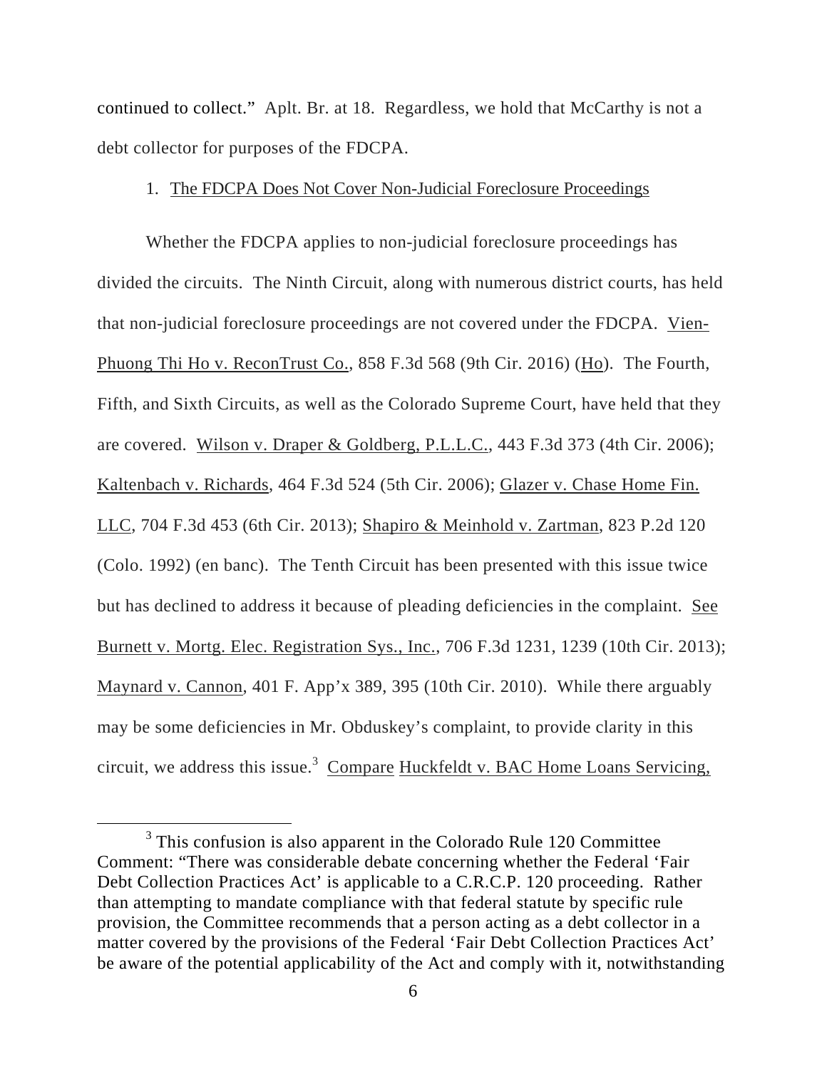continued to collect." Aplt. Br. at 18. Regardless, we hold that McCarthy is not a debt collector for purposes of the FDCPA.

1. The FDCPA Does Not Cover Non-Judicial Foreclosure Proceedings

Whether the FDCPA applies to non-judicial foreclosure proceedings has divided the circuits. The Ninth Circuit, along with numerous district courts, has held that non-judicial foreclosure proceedings are not covered under the FDCPA. Vien-Phuong Thi Ho v. ReconTrust Co., 858 F.3d 568 (9th Cir. 2016) (Ho). The Fourth, Fifth, and Sixth Circuits, as well as the Colorado Supreme Court, have held that they are covered. Wilson v. Draper & Goldberg, P.L.L.C., 443 F.3d 373 (4th Cir. 2006); Kaltenbach v. Richards, 464 F.3d 524 (5th Cir. 2006); Glazer v. Chase Home Fin. LLC, 704 F.3d 453 (6th Cir. 2013); Shapiro & Meinhold v. Zartman, 823 P.2d 120 (Colo. 1992) (en banc). The Tenth Circuit has been presented with this issue twice but has declined to address it because of pleading deficiencies in the complaint. See Burnett v. Mortg. Elec. Registration Sys., Inc., 706 F.3d 1231, 1239 (10th Cir. 2013); Maynard v. Cannon, 401 F. App'x 389, 395 (10th Cir. 2010). While there arguably may be some deficiencies in Mr. Obduskey's complaint, to provide clarity in this circuit, we address this issue.[3] Compare Huckfeldt v. BAC Home Loans Servicing,

[3] This confusion is also apparent in the Colorado Rule 120 Committee Comment: "There was considerable debate concerning whether the Federal 'Fair Debt Collection Practices Act' is applicable to a C.R.C.P. 120 proceeding. Rather than attempting to mandate compliance with that federal statute by specific rule provision, the Committee recommends that a person acting as a debt collector in a matter covered by the provisions of the Federal 'Fair Debt Collection Practices Act' be aware of the potential applicability of the Act and comply with it, notwithstanding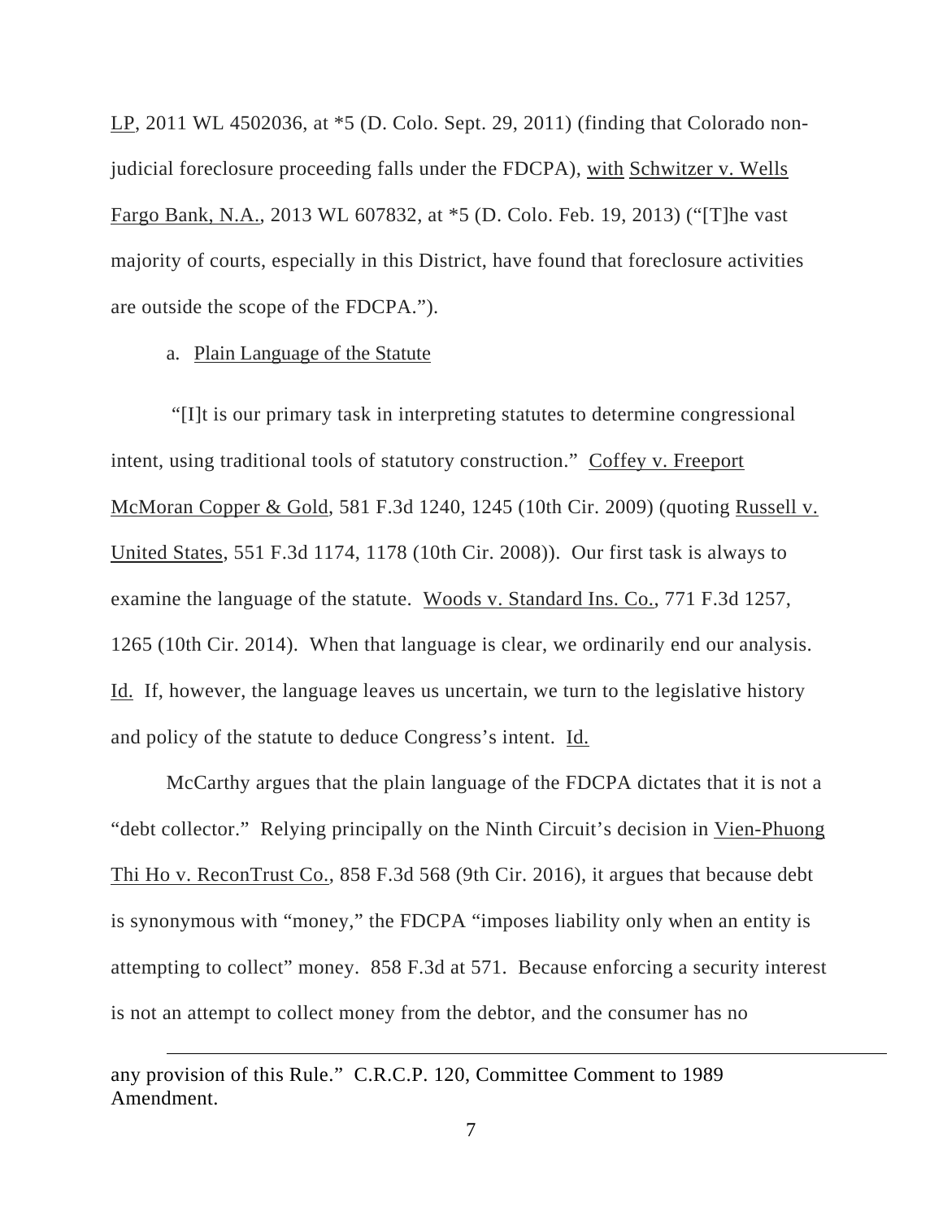LP, 2011 WL 4502036, at *5 (D. Colo. Sept. 29, 2011) (finding that Colorado non-judicial foreclosure proceeding falls under the FDCPA), with Schwitzer v. Wells Fargo Bank, N.A., 2013 WL 607832, at *5 (D. Colo. Feb. 19, 2013) ("[T]he vast majority of courts, especially in this District, have found that foreclosure activities are outside the scope of the FDCPA.").

a. Plain Language of the Statute

"[I]t is our primary task in interpreting statutes to determine congressional intent, using traditional tools of statutory construction." Coffey v. Freeport McMoran Copper & Gold, 581 F.3d 1240, 1245 (10th Cir. 2009) (quoting Russell v. United States, 551 F.3d 1174, 1178 (10th Cir. 2008)). Our first task is always to examine the language of the statute. Woods v. Standard Ins. Co., 771 F.3d 1257, 1265 (10th Cir. 2014). When that language is clear, we ordinarily end our analysis. Id. If, however, the language leaves us uncertain, we turn to the legislative history and policy of the statute to deduce Congress's intent. Id.

McCarthy argues that the plain language of the FDCPA dictates that it is not a "debt collector." Relying principally on the Ninth Circuit's decision in Vien-Phuong Thi Ho v. ReconTrust Co., 858 F.3d 568 (9th Cir. 2016), it argues that because debt is synonymous with "money," the FDCPA "imposes liability only when an entity is attempting to collect" money. 858 F.3d at 571. Because enforcing a security interest is not an attempt to collect money from the debtor, and the consumer has no

---

any provision of this Rule." C.R.C.P. 120, Committee Comment to 1989 Amendment.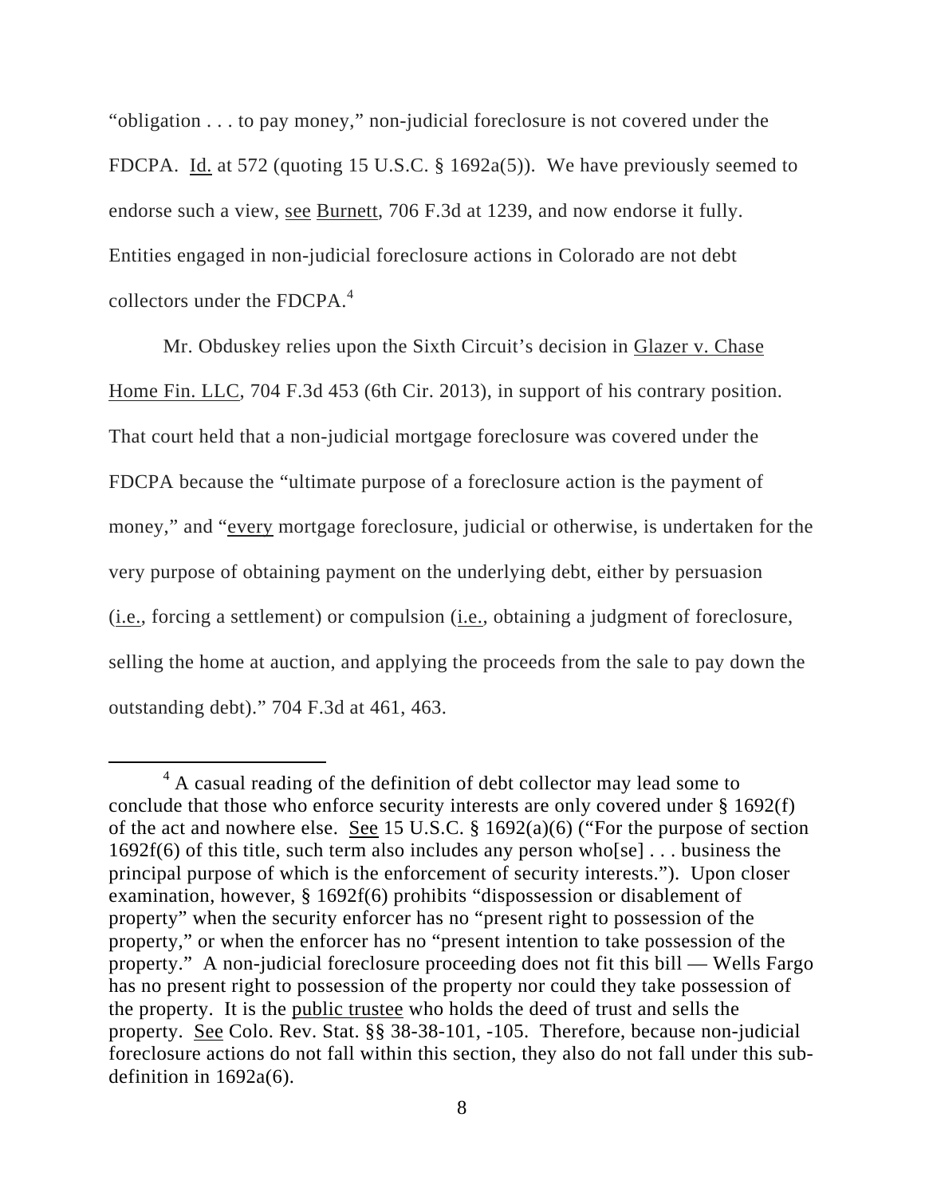"obligation . . . to pay money," non-judicial foreclosure is not covered under the FDCPA. Id. at 572 (quoting 15 U.S.C. § 1692a(5)). We have previously seemed to endorse such a view, see Burnett, 706 F.3d at 1239, and now endorse it fully. Entities engaged in non-judicial foreclosure actions in Colorado are not debt collectors under the FDCPA.[4]

Mr. Obduskey relies upon the Sixth Circuit's decision in Glazer v. Chase Home Fin. LLC, 704 F.3d 453 (6th Cir. 2013), in support of his contrary position. That court held that a non-judicial mortgage foreclosure was covered under the FDCPA because the "ultimate purpose of a foreclosure action is the payment of money," and "every mortgage foreclosure, judicial or otherwise, is undertaken for the very purpose of obtaining payment on the underlying debt, either by persuasion (i.e., forcing a settlement) or compulsion (i.e., obtaining a judgment of foreclosure, selling the home at auction, and applying the proceeds from the sale to pay down the outstanding debt)." 704 F.3d at 461, 463.

[4] A casual reading of the definition of debt collector may lead some to conclude that those who enforce security interests are only covered under § 1692(f) of the act and nowhere else. See 15 U.S.C. § 1692(a)(6) ("For the purpose of section 1692f(6) of this title, such term also includes any person who[se] . . . business the principal purpose of which is the enforcement of security interests."). Upon closer examination, however, § 1692f(6) prohibits "dispossession or disablement of property" when the security enforcer has no "present right to possession of the property," or when the enforcer has no "present intention to take possession of the property." A non-judicial foreclosure proceeding does not fit this bill — Wells Fargo has no present right to possession of the property nor could they take possession of the property. It is the public trustee who holds the deed of trust and sells the property. See Colo. Rev. Stat. §§ 38-38-101, -105. Therefore, because non-judicial foreclosure actions do not fall within this section, they also do not fall under this sub-definition in 1692a(6).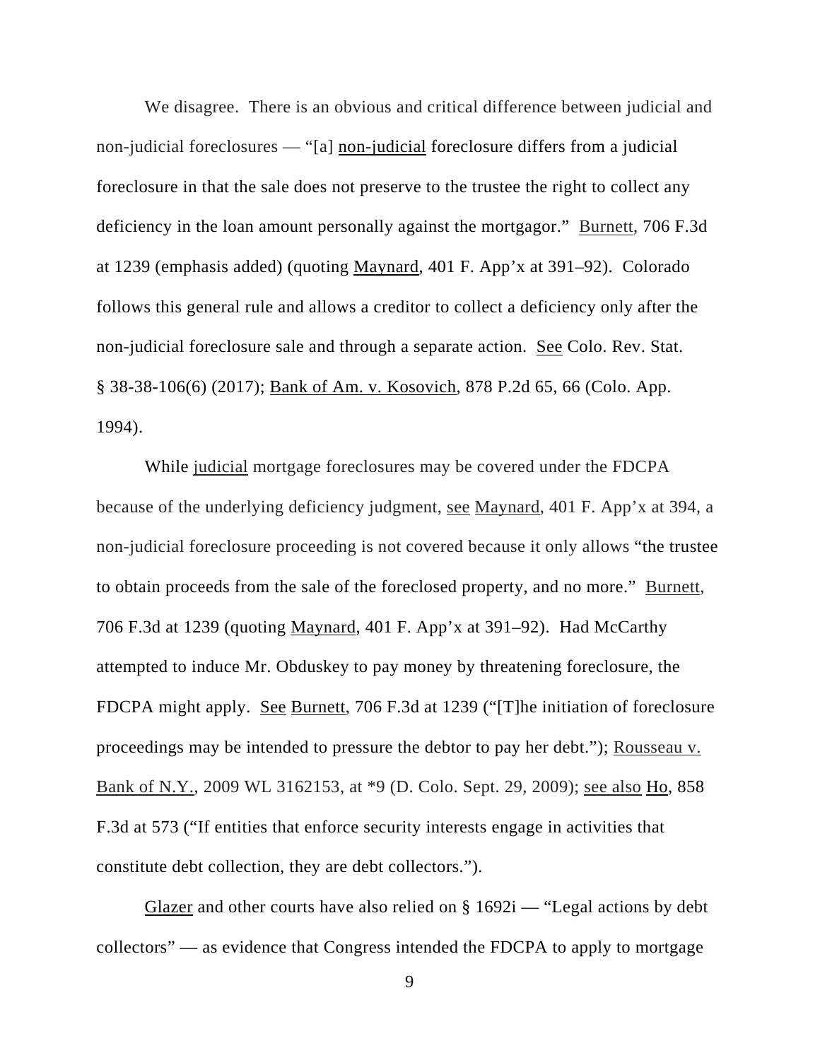We disagree. There is an obvious and critical difference between judicial and non-judicial foreclosures — "[a] <u>non-judicial</u> foreclosure differs from a judicial foreclosure in that the sale does not preserve to the trustee the right to collect any deficiency in the loan amount personally against the mortgagor." <u>Burnett</u>, 706 F.3d at 1239 (emphasis added) (quoting <u>Maynard</u>, 401 F. App'x at 391–92). Colorado follows this general rule and allows a creditor to collect a deficiency only after the non-judicial foreclosure sale and through a separate action. <u>See</u> Colo. Rev. Stat. § 38-38-106(6) (2017); <u>Bank of Am. v. Kosovich</u>, 878 P.2d 65, 66 (Colo. App. 1994).

While <u>judicial</u> mortgage foreclosures may be covered under the FDCPA because of the underlying deficiency judgment, <u>see</u> <u>Maynard</u>, 401 F. App'x at 394, a non-judicial foreclosure proceeding is not covered because it only allows "the trustee to obtain proceeds from the sale of the foreclosed property, and no more." <u>Burnett</u>, 706 F.3d at 1239 (quoting <u>Maynard</u>, 401 F. App'x at 391–92). Had McCarthy attempted to induce Mr. Obduskey to pay money by threatening foreclosure, the FDCPA might apply. <u>See</u> <u>Burnett</u>, 706 F.3d at 1239 ("[T]he initiation of foreclosure proceedings may be intended to pressure the debtor to pay her debt."); <u>Rousseau v. Bank of N.Y.</u>, 2009 WL 3162153, at *9 (D. Colo. Sept. 29, 2009); <u>see also</u> <u>Ho</u>, 858 F.3d at 573 ("If entities that enforce security interests engage in activities that constitute debt collection, they are debt collectors.").

<u>Glazer</u> and other courts have also relied on § 1692i — "Legal actions by debt collectors" — as evidence that Congress intended the FDCPA to apply to mortgage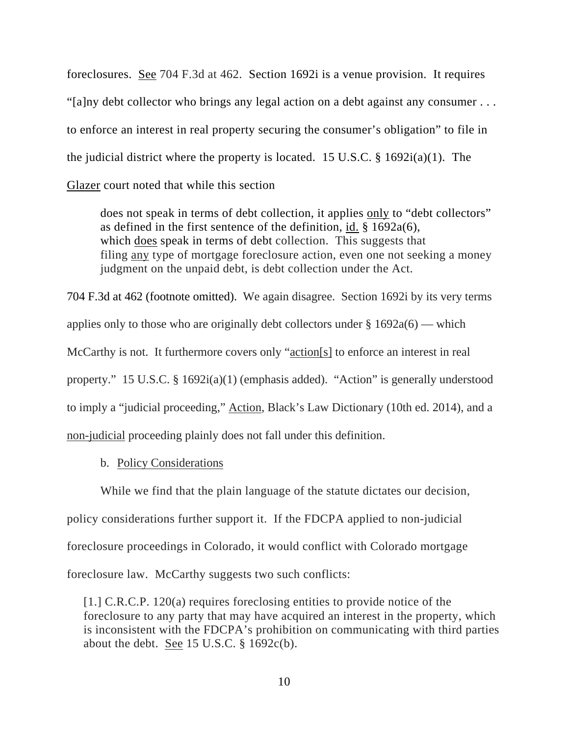foreclosures. See 704 F.3d at 462. Section 1692i is a venue provision. It requires "[a]ny debt collector who brings any legal action on a debt against any consumer . . . to enforce an interest in real property securing the consumer's obligation" to file in the judicial district where the property is located. 15 U.S.C. § 1692i(a)(1). The Glazer court noted that while this section

> does not speak in terms of debt collection, it applies only to "debt collectors" as defined in the first sentence of the definition, id. § 1692a(6), which does speak in terms of debt collection. This suggests that filing any type of mortgage foreclosure action, even one not seeking a money judgment on the unpaid debt, is debt collection under the Act.

704 F.3d at 462 (footnote omitted). We again disagree. Section 1692i by its very terms applies only to those who are originally debt collectors under § 1692a(6) — which McCarthy is not. It furthermore covers only "action[s] to enforce an interest in real property." 15 U.S.C. § 1692i(a)(1) (emphasis added). "Action" is generally understood to imply a "judicial proceeding," Action, Black's Law Dictionary (10th ed. 2014), and a non-judicial proceeding plainly does not fall under this definition.

b. Policy Considerations

While we find that the plain language of the statute dictates our decision, policy considerations further support it. If the FDCPA applied to non-judicial foreclosure proceedings in Colorado, it would conflict with Colorado mortgage foreclosure law. McCarthy suggests two such conflicts:

> [1.] C.R.C.P. 120(a) requires foreclosing entities to provide notice of the foreclosure to any party that may have acquired an interest in the property, which is inconsistent with the FDCPA's prohibition on communicating with third parties about the debt. See 15 U.S.C. § 1692c(b).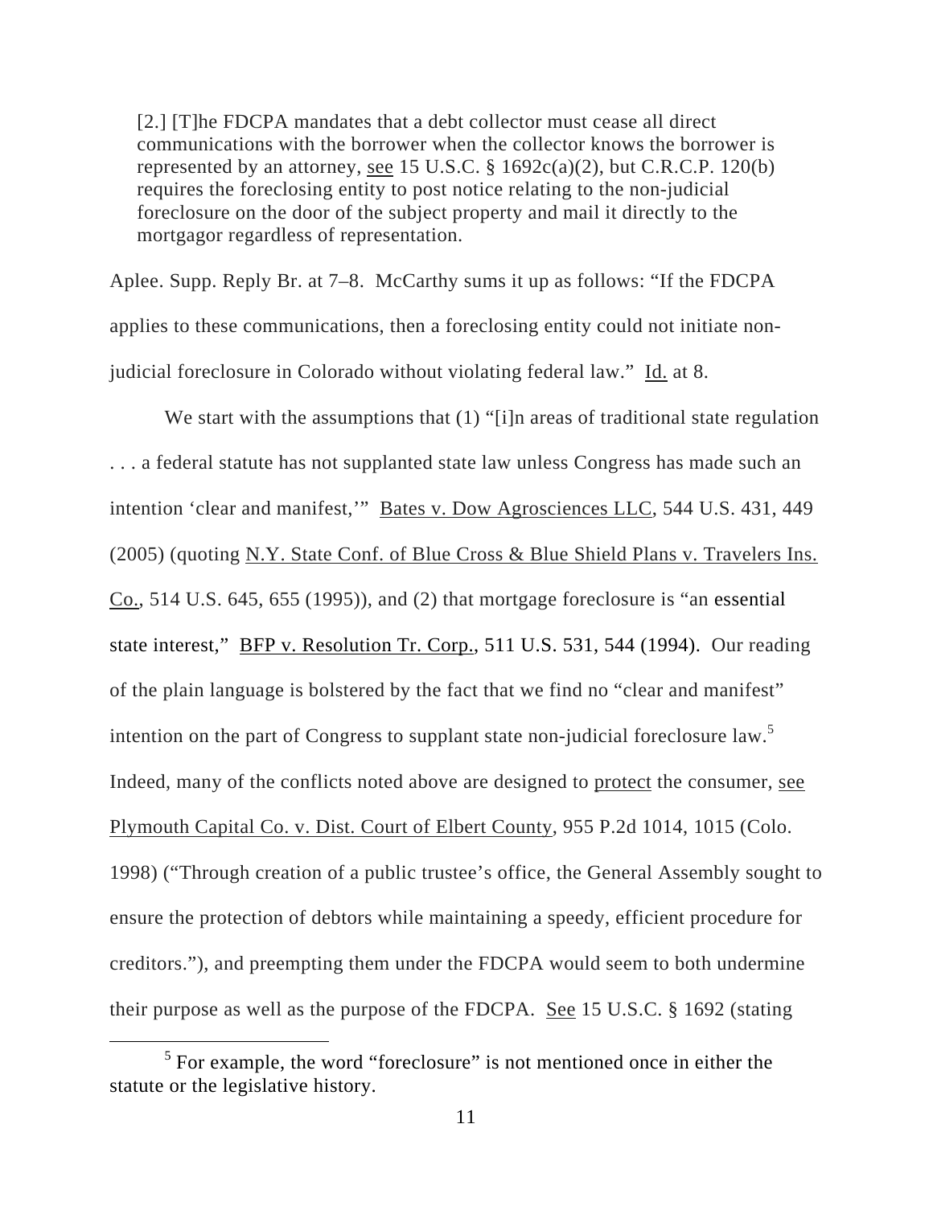> [2.] [T]he FDCPA mandates that a debt collector must cease all direct communications with the borrower when the collector knows the borrower is represented by an attorney, see 15 U.S.C. § 1692c(a)(2), but C.R.C.P. 120(b) requires the foreclosing entity to post notice relating to the non-judicial foreclosure on the door of the subject property and mail it directly to the mortgagor regardless of representation.

Aplee. Supp. Reply Br. at 7–8. McCarthy sums it up as follows: "If the FDCPA applies to these communications, then a foreclosing entity could not initiate non-judicial foreclosure in Colorado without violating federal law." Id. at 8.

We start with the assumptions that (1) "[i]n areas of traditional state regulation . . . a federal statute has not supplanted state law unless Congress has made such an intention 'clear and manifest,'" Bates v. Dow Agrosciences LLC, 544 U.S. 431, 449 (2005) (quoting N.Y. State Conf. of Blue Cross & Blue Shield Plans v. Travelers Ins. Co., 514 U.S. 645, 655 (1995)), and (2) that mortgage foreclosure is "an essential state interest," BFP v. Resolution Tr. Corp., 511 U.S. 531, 544 (1994). Our reading of the plain language is bolstered by the fact that we find no "clear and manifest" intention on the part of Congress to supplant state non-judicial foreclosure law.[5] Indeed, many of the conflicts noted above are designed to protect the consumer, see Plymouth Capital Co. v. Dist. Court of Elbert County, 955 P.2d 1014, 1015 (Colo. 1998) ("Through creation of a public trustee's office, the General Assembly sought to ensure the protection of debtors while maintaining a speedy, efficient procedure for creditors."), and preempting them under the FDCPA would seem to both undermine their purpose as well as the purpose of the FDCPA. See 15 U.S.C. § 1692 (stating

[5] For example, the word "foreclosure" is not mentioned once in either the statute or the legislative history.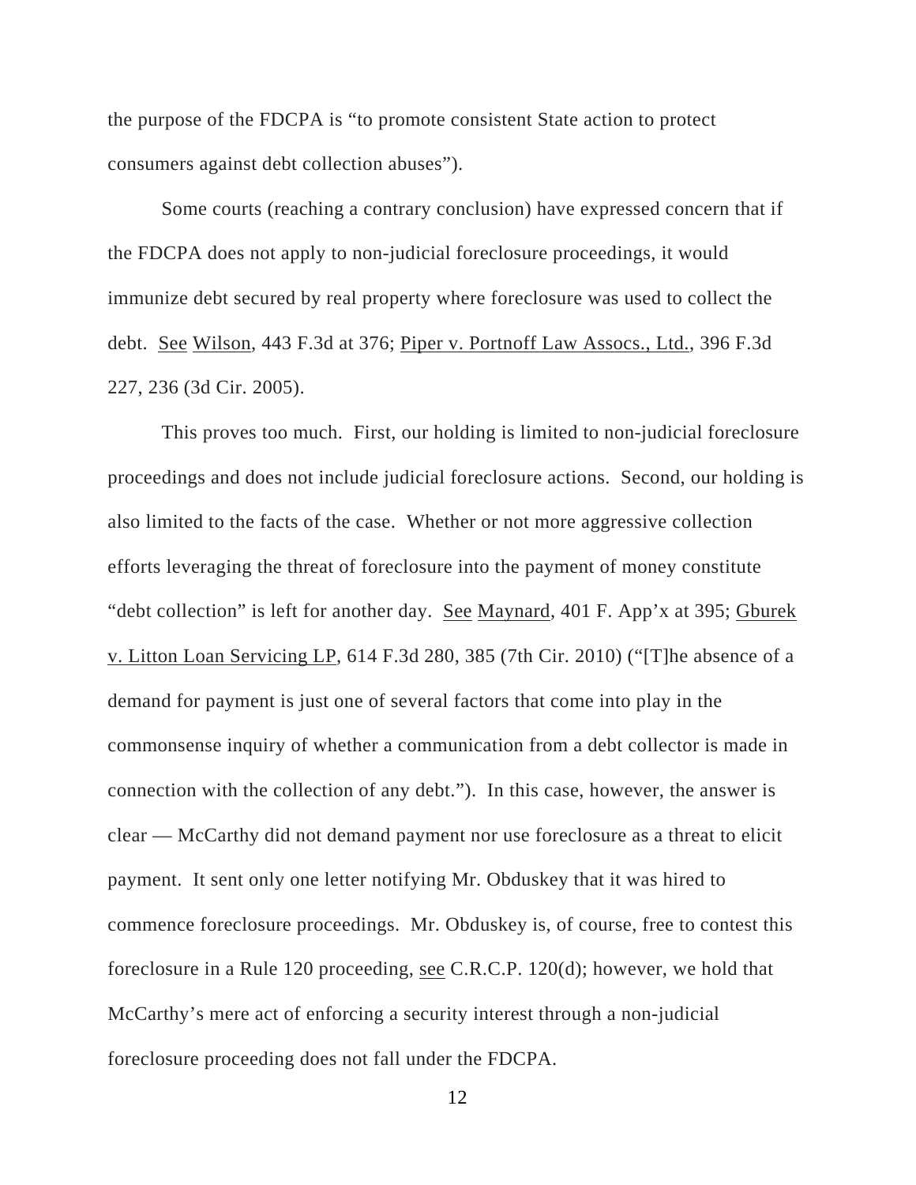the purpose of the FDCPA is "to promote consistent State action to protect consumers against debt collection abuses").

Some courts (reaching a contrary conclusion) have expressed concern that if the FDCPA does not apply to non-judicial foreclosure proceedings, it would immunize debt secured by real property where foreclosure was used to collect the debt. See Wilson, 443 F.3d at 376; Piper v. Portnoff Law Assocs., Ltd., 396 F.3d 227, 236 (3d Cir. 2005).

This proves too much. First, our holding is limited to non-judicial foreclosure proceedings and does not include judicial foreclosure actions. Second, our holding is also limited to the facts of the case. Whether or not more aggressive collection efforts leveraging the threat of foreclosure into the payment of money constitute "debt collection" is left for another day. See Maynard, 401 F. App'x at 395; Gburek v. Litton Loan Servicing LP, 614 F.3d 280, 385 (7th Cir. 2010) ("[T]he absence of a demand for payment is just one of several factors that come into play in the commonsense inquiry of whether a communication from a debt collector is made in connection with the collection of any debt."). In this case, however, the answer is clear — McCarthy did not demand payment nor use foreclosure as a threat to elicit payment. It sent only one letter notifying Mr. Obduskey that it was hired to commence foreclosure proceedings. Mr. Obduskey is, of course, free to contest this foreclosure in a Rule 120 proceeding, see C.R.C.P. 120(d); however, we hold that McCarthy's mere act of enforcing a security interest through a non-judicial foreclosure proceeding does not fall under the FDCPA.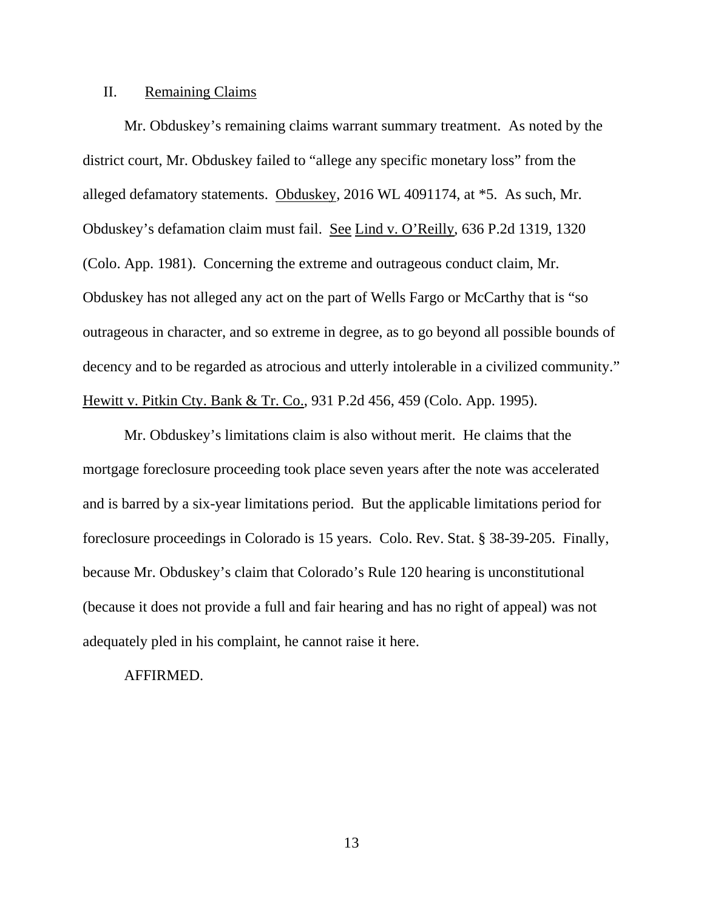## II. Remaining Claims

Mr. Obduskey's remaining claims warrant summary treatment. As noted by the district court, Mr. Obduskey failed to "allege any specific monetary loss" from the alleged defamatory statements. Obduskey, 2016 WL 4091174, at *5. As such, Mr. Obduskey's defamation claim must fail. See Lind v. O'Reilly, 636 P.2d 1319, 1320 (Colo. App. 1981). Concerning the extreme and outrageous conduct claim, Mr. Obduskey has not alleged any act on the part of Wells Fargo or McCarthy that is "so outrageous in character, and so extreme in degree, as to go beyond all possible bounds of decency and to be regarded as atrocious and utterly intolerable in a civilized community." Hewitt v. Pitkin Cty. Bank & Tr. Co., 931 P.2d 456, 459 (Colo. App. 1995).

Mr. Obduskey's limitations claim is also without merit. He claims that the mortgage foreclosure proceeding took place seven years after the note was accelerated and is barred by a six-year limitations period. But the applicable limitations period for foreclosure proceedings in Colorado is 15 years. Colo. Rev. Stat. § 38-39-205. Finally, because Mr. Obduskey's claim that Colorado's Rule 120 hearing is unconstitutional (because it does not provide a full and fair hearing and has no right of appeal) was not adequately pled in his complaint, he cannot raise it here.

AFFIRMED.